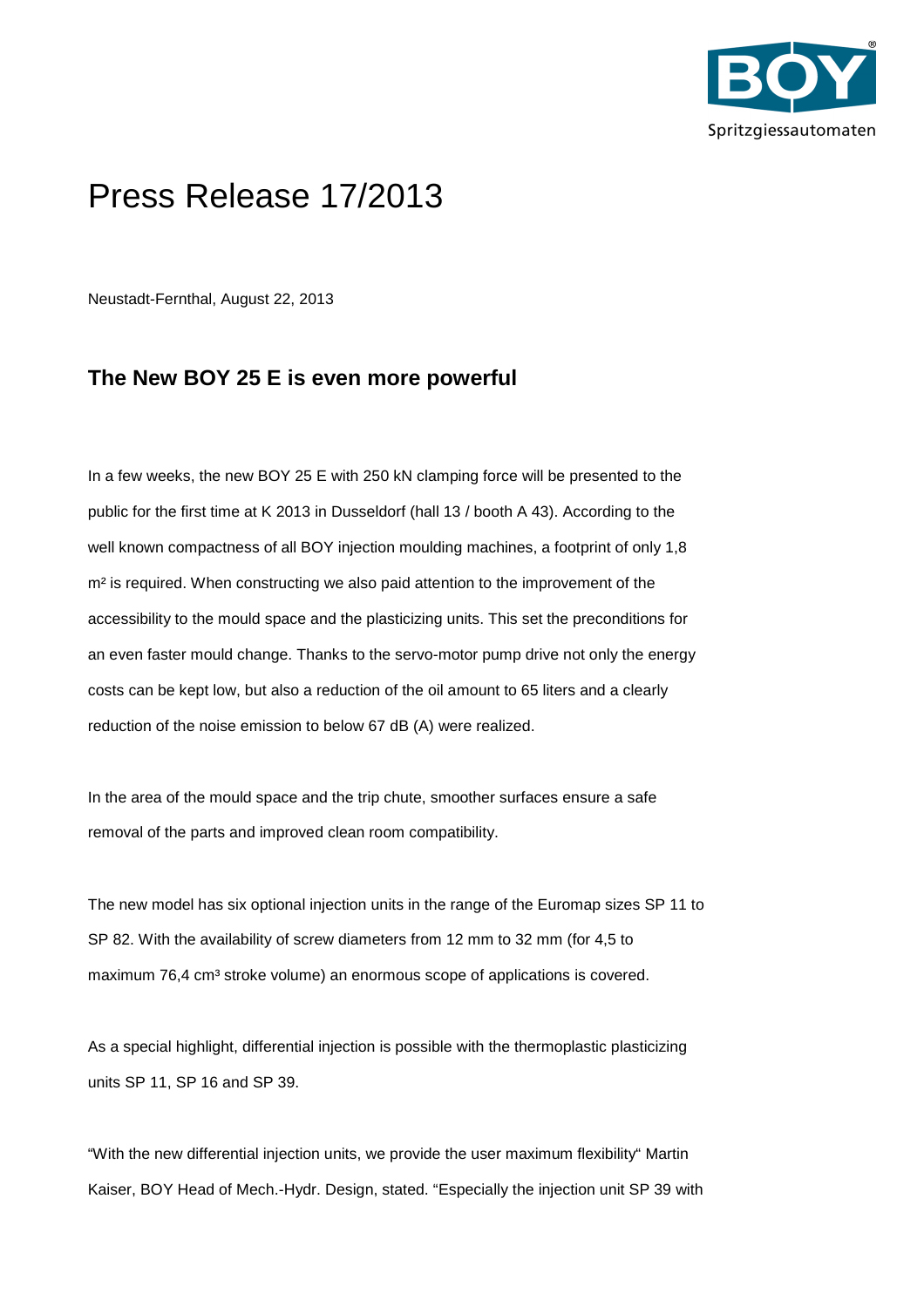# Press Release 17/2013

Neustadt-Fernthal, August 22, 2013

## The New BOY 25 E is even more powerful

In a few weeks, the new BOY 25 E with 250 kN clamping force will be presented to the public for the first time at K 2013 in Dusseldorf (hall 13 / booth A 43). According to the well known compactness of all BOY injection moulding machines, a footprint of only 1,8 m² is required. When constructing we also paid attention to the improvement of the accessibility to the mould space and the plasticizing units. This set the preconditions for an even faster mould change. Thanks to the servo-motor pump drive not only the energy costs can be kept low, but also a reduction of the oil amount to 65 liters and a clearly reduction of the noise emission to below 67 dB (A) were realized.

In the area of the mould space and the trip chute, smoother surfaces ensure a safe removal of the parts and improved clean room compatibility.

The new model has six optional injection units in the range of the Euromap sizes SP 11 to SP 82. With the availability of screw diameters from 12 mm to 32 mm (for 4,5 to maximum 76,4 cm³ stroke volume) an enormous scope of applications is covered.

As a special highlight, differential injection is possible with the thermoplastic plasticizing units SP 11, SP 16 and SP 39.

"With the new differential injection units, we provide the user maximum flexibility" Martin Kaiser, BOY Head of Mech.-Hydr. Design, stated. "Especially the injection unit SP 39 with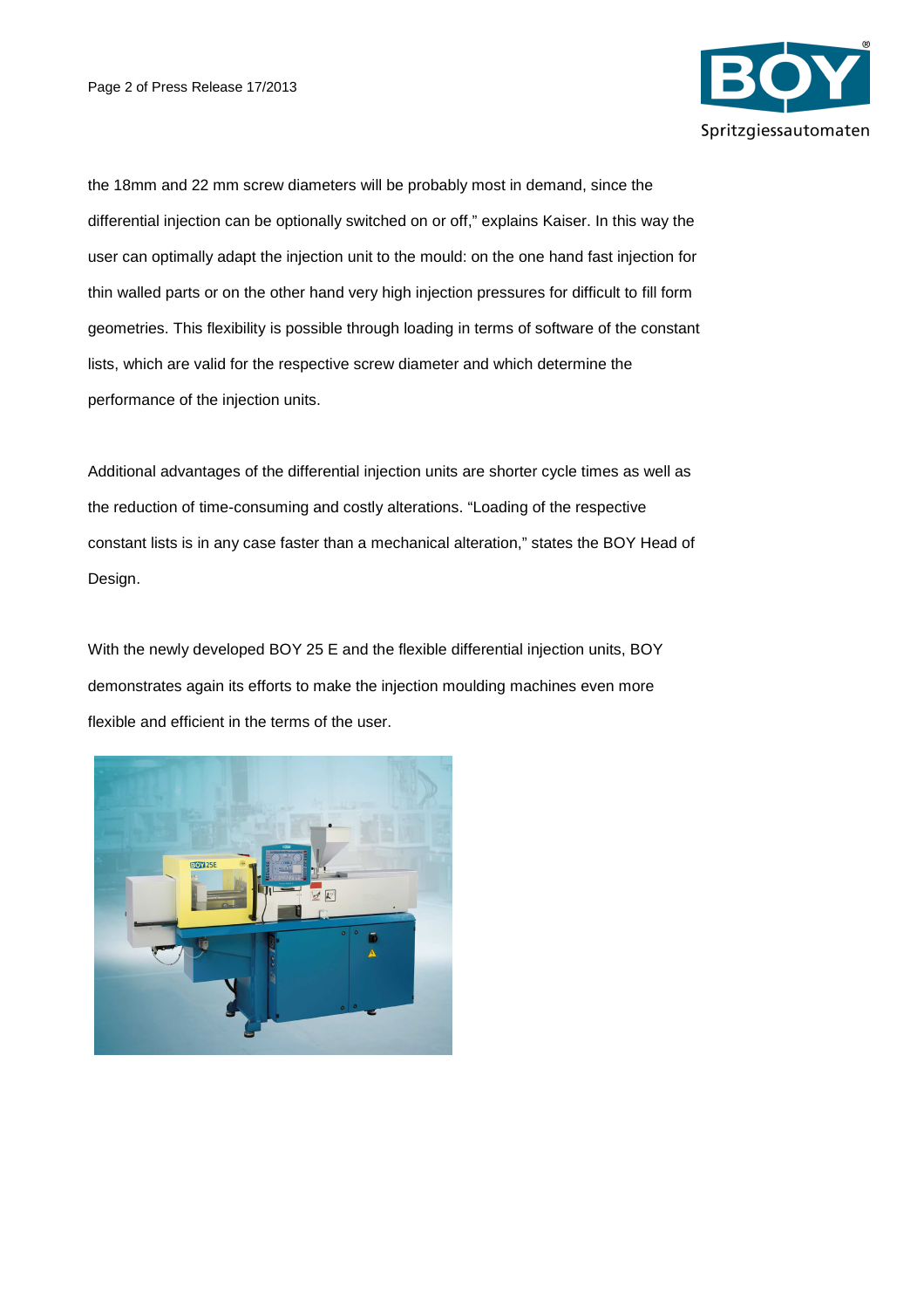the 18mm and 22 mm screw diameters will be probably most in demand, since the differential injection can be optionally switched on or off," explains Kaiser. In this way the user can optimally adapt the injection unit to the mould: on the one hand fast injection for thin walled parts or on the other hand very high injection pressures for difficult to fill form geometries. This flexibility is possible through loading in terms of software of the constant lists, which are valid for the respective screw diameter and which determine the performance of the injection units.

Additional advantages of the differential injection units are shorter cycle times as well as the reduction of time-consuming and costly alterations. "Loading of the respective constant lists is in any case faster than a mechanical alteration," states the BOY Head of Design.

With the newly developed BOY 25 E and the flexible differential injection units, BOY demonstrates again its efforts to make the injection moulding machines even more flexible and efficient in the terms of the user.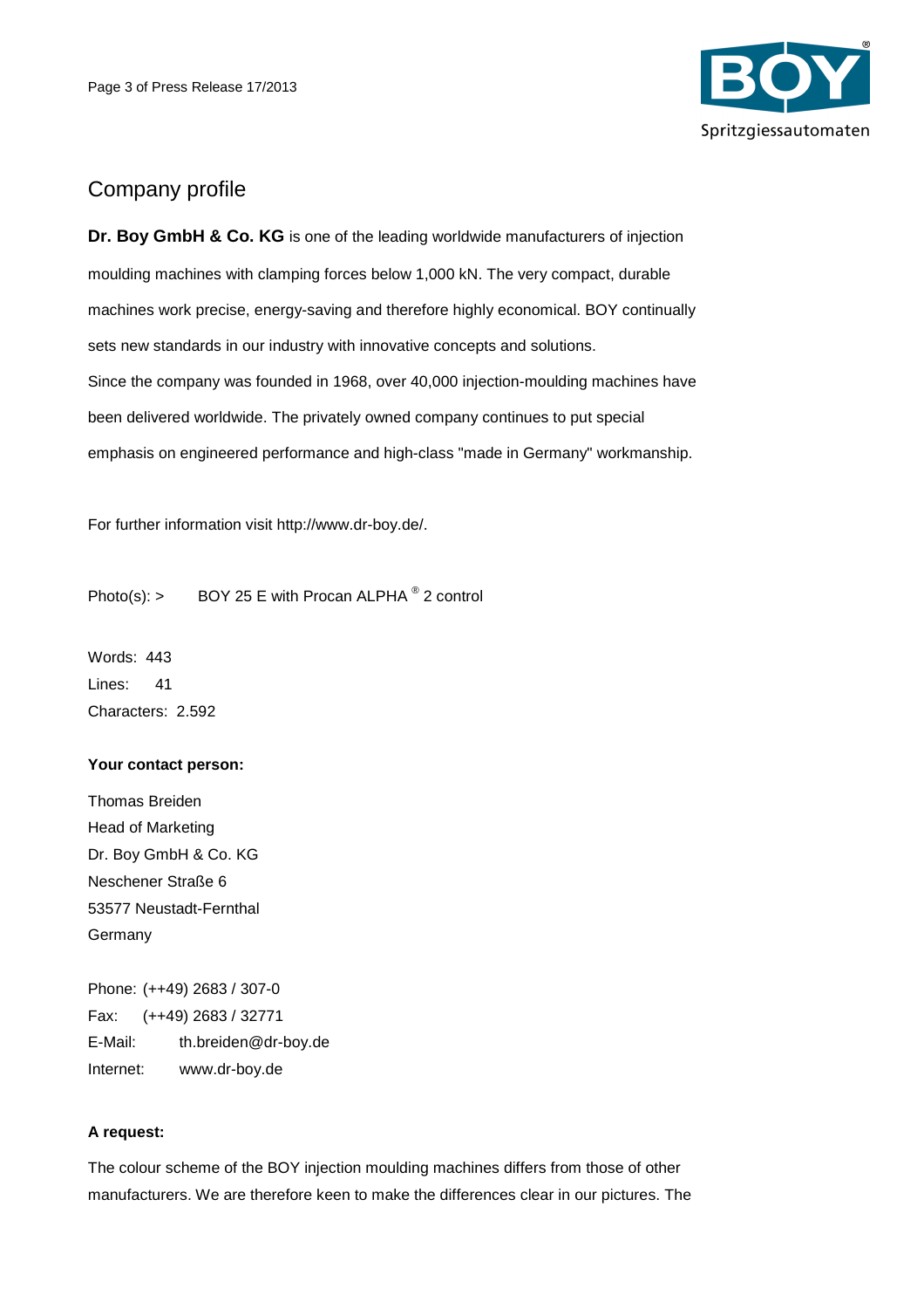## Company profile

**Dr. Boy GmbH & Co. KG** is one of the leading worldwide manufacturers of injection moulding machines with clamping forces below 1,000 kN. The very compact, durable machines work precise, energy-saving and therefore highly economical. BOY continually sets new standards in our industry with innovative concepts and solutions.
Since the company was founded in 1968, over 40,000 injection-moulding machines have been delivered worldwide. The privately owned company continues to put special emphasis on engineered performance and high-class "made in Germany" workmanship.

For further information visit http://www.dr-boy.de/.

Photo(s): > BOY 25 E with Procan ALPHA ® 2 control

Words: 443
Lines: 41
Characters: 2.592

**Your contact person:**

Thomas Breiden
Head of Marketing
Dr. Boy GmbH & Co. KG
Neschener Straße 6
53577 Neustadt-Fernthal
Germany

Phone: (++49) 2683 / 307-0
Fax: (++49) 2683 / 32771
E-Mail: th.breiden@dr-boy.de
Internet: www.dr-boy.de

**A request:**

The colour scheme of the BOY injection moulding machines differs from those of other manufacturers. We are therefore keen to make the differences clear in our pictures. The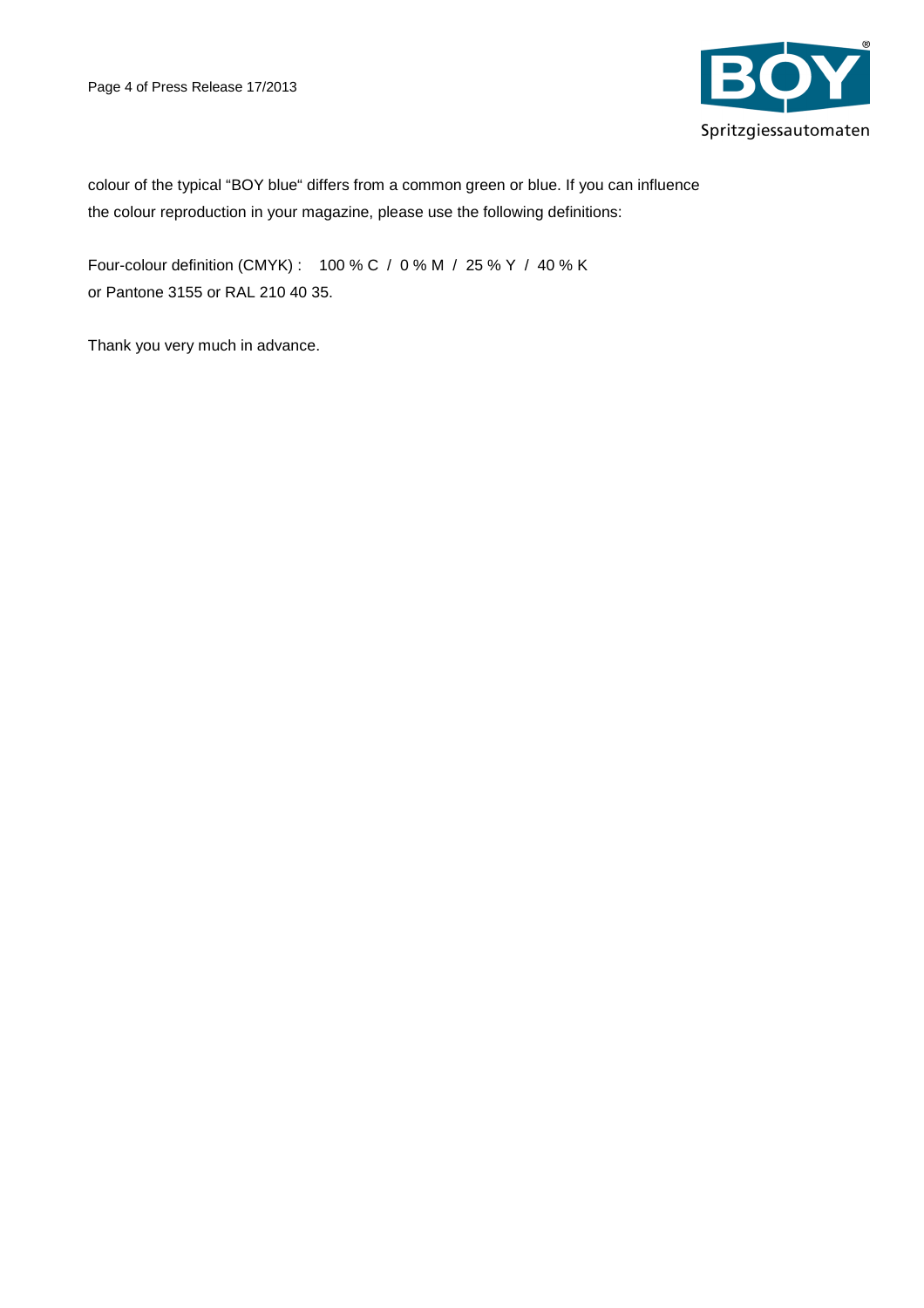colour of the typical "BOY blue" differs from a common green or blue. If you can influence the colour reproduction in your magazine, please use the following definitions:

Four-colour definition (CMYK) : 100 % C / 0 % M / 25 % Y / 40 % K
or Pantone 3155 or RAL 210 40 35.

Thank you very much in advance.